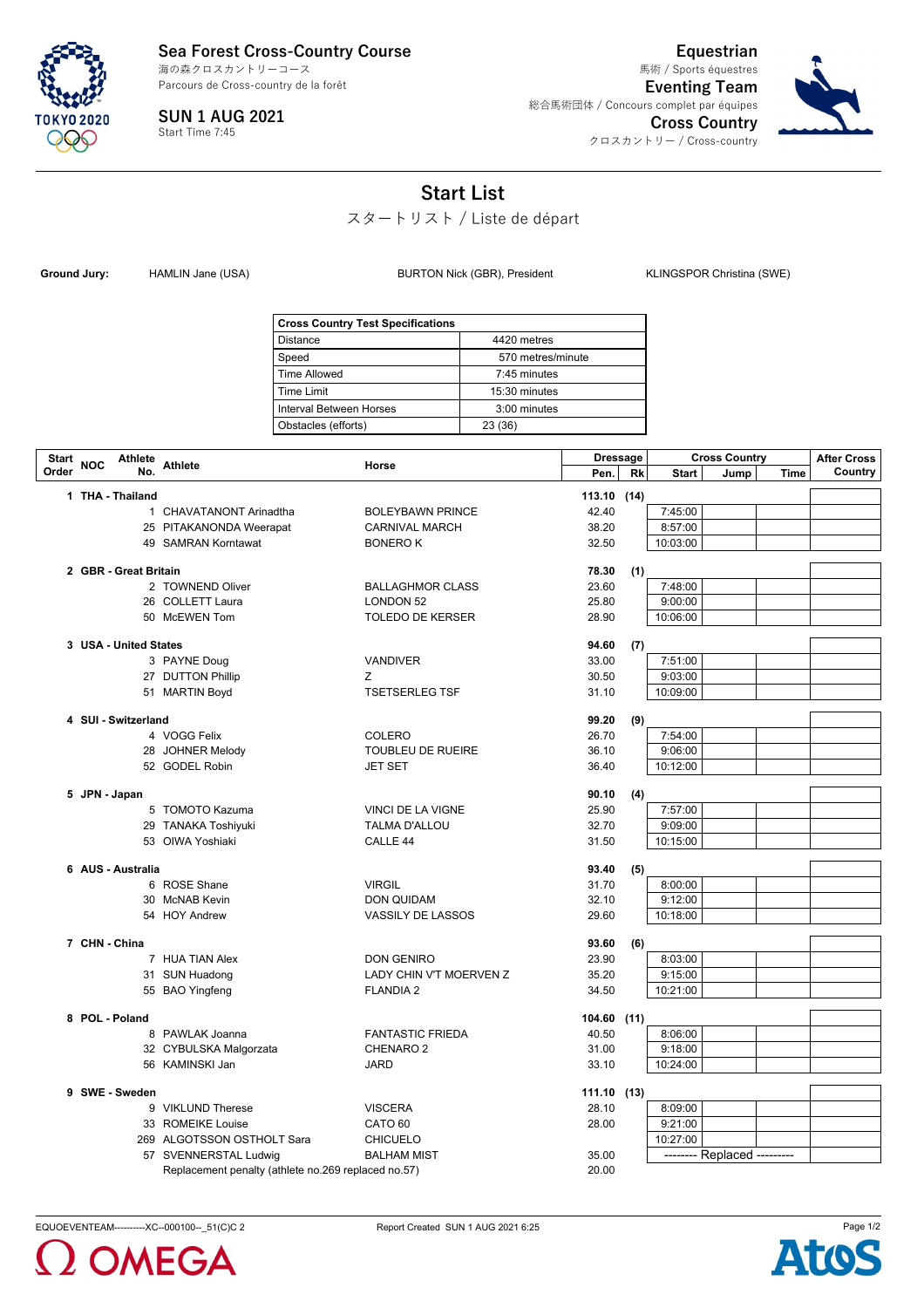**Sea Forest Cross-Country Course**
海の森クロスカントリーコース
Parcours de Cross-country de la forêt

**SUN 1 AUG 2021**
Start Time 7:45

**Equestrian**
馬術 / Sports équestres
**Eventing Team**
総合馬術団体 / Concours complet par équipes
**Cross Country**
クロスカントリー / Cross-country

# Start List

スタートリスト / Liste de départ

**Ground Jury:** HAMLIN Jane (USA) | BURTON Nick (GBR), President | KLINGSPOR Christina (SWE)

| Cross Country Test Specifications | |
|---|---|
| Distance | 4420 metres |
| Speed | 570 metres/minute |
| Time Allowed | 7:45 minutes |
| Time Limit | 15:30 minutes |
| Interval Between Horses | 3:00 minutes |
| Obstacles (efforts) | 23 (36) |

| Start Order | NOC | Athlete No. | Athlete | Horse | Dressage Pen. | Dressage Rk | Cross Country Start | Cross Country Jump | Cross Country Time | After Cross Country |
|---|---|---|---|---|---|---|---|---|---|---|
| 1 | THA - Thailand | | | | 113.10 | (14) | | | | |
| | | 1 | CHAVATANONT Arinadtha | BOLEYBAWN PRINCE | 42.40 | | 7:45:00 | | | |
| | | 25 | PITAKANONDA Weerapat | CARNIVAL MARCH | 38.20 | | 8:57:00 | | | |
| | | 49 | SAMRAN Korntawat | BONERO K | 32.50 | | 10:03:00 | | | |
| 2 | GBR - Great Britain | | | | 78.30 | (1) | | | | |
| | | 2 | TOWNEND Oliver | BALLAGHMOR CLASS | 23.60 | | 7:48:00 | | | |
| | | 26 | COLLETT Laura | LONDON 52 | 25.80 | | 9:00:00 | | | |
| | | 50 | McEWEN Tom | TOLEDO DE KERSER | 28.90 | | 10:06:00 | | | |
| 3 | USA - United States | | | | 94.60 | (7) | | | | |
| | | 3 | PAYNE Doug | VANDIVER | 33.00 | | 7:51:00 | | | |
| | | 27 | DUTTON Phillip | Z | 30.50 | | 9:03:00 | | | |
| | | 51 | MARTIN Boyd | TSETSERLEG TSF | 31.10 | | 10:09:00 | | | |
| 4 | SUI - Switzerland | | | | 99.20 | (9) | | | | |
| | | 4 | VOGG Felix | COLERO | 26.70 | | 7:54:00 | | | |
| | | 28 | JOHNER Melody | TOUBLEU DE RUEIRE | 36.10 | | 9:06:00 | | | |
| | | 52 | GODEL Robin | JET SET | 36.40 | | 10:12:00 | | | |
| 5 | JPN - Japan | | | | 90.10 | (4) | | | | |
| | | 5 | TOMOTO Kazuma | VINCI DE LA VIGNE | 25.90 | | 7:57:00 | | | |
| | | 29 | TANAKA Toshiyuki | TALMA D'ALLOU | 32.70 | | 9:09:00 | | | |
| | | 53 | OIWA Yoshiaki | CALLE 44 | 31.50 | | 10:15:00 | | | |
| 6 | AUS - Australia | | | | 93.40 | (5) | | | | |
| | | 6 | ROSE Shane | VIRGIL | 31.70 | | 8:00:00 | | | |
| | | 30 | McNAB Kevin | DON QUIDAM | 32.10 | | 9:12:00 | | | |
| | | 54 | HOY Andrew | VASSILY DE LASSOS | 29.60 | | 10:18:00 | | | |
| 7 | CHN - China | | | | 93.60 | (6) | | | | |
| | | 7 | HUA TIAN Alex | DON GENIRO | 23.90 | | 8:03:00 | | | |
| | | 31 | SUN Huadong | LADY CHIN V'T MOERVEN Z | 35.20 | | 9:15:00 | | | |
| | | 55 | BAO Yingfeng | FLANDIA 2 | 34.50 | | 10:21:00 | | | |
| 8 | POL - Poland | | | | 104.60 | (11) | | | | |
| | | 8 | PAWLAK Joanna | FANTASTIC FRIEDA | 40.50 | | 8:06:00 | | | |
| | | 32 | CYBULSKA Malgorzata | CHENARO 2 | 31.00 | | 9:18:00 | | | |
| | | 56 | KAMINSKI Jan | JARD | 33.10 | | 10:24:00 | | | |
| 9 | SWE - Sweden | | | | 111.10 | (13) | | | | |
| | | 9 | VIKLUND Therese | VISCERA | 28.10 | | 8:09:00 | | | |
| | | 33 | ROMEIKE Louise | CATO 60 | 28.00 | | 9:21:00 | | | |
| | | 269 | ALGOTSSON OSTHOLT Sara | CHICUELO | | | 10:27:00 | | | |
| | | 57 | SVENNERSTAL Ludwig | BALHAM MIST | 35.00 | | -------- Replaced --------- | | | |
| | | | Replacement penalty (athlete no.269 replaced no.57) | | 20.00 | | | | | |

EQUOEVENTEAM----------XC--000100--_51(C)C 2 | Report Created SUN 1 AUG 2021 6:25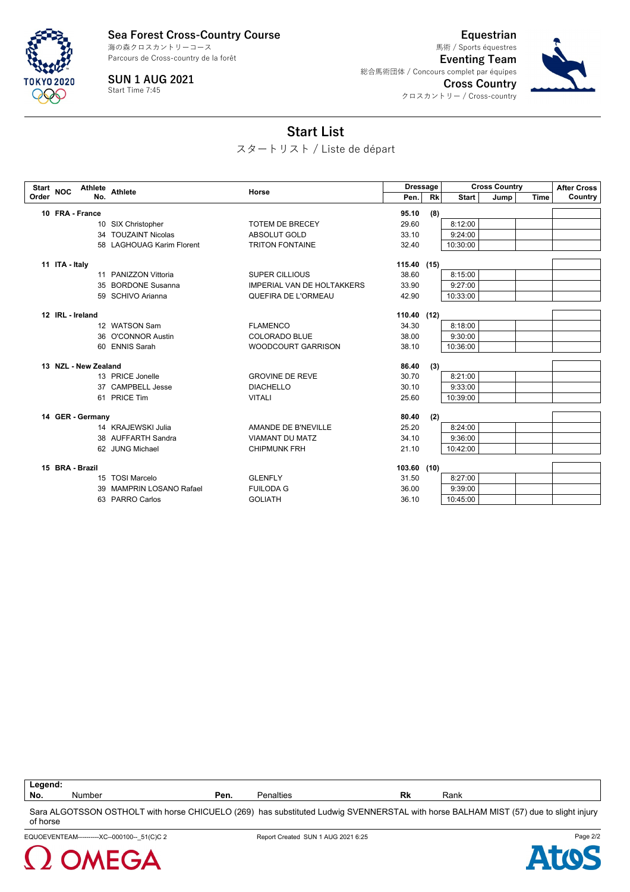**Sea Forest Cross-Country Course**
海の森クロスカントリーコース
Parcours de Cross-country de la forêt

**SUN 1 AUG 2021**
Start Time 7:45

**Equestrian**
馬術 / Sports équestres
**Eventing Team**
総合馬術団体 / Concours complet par équipes
**Cross Country**
クロスカントリー / Cross-country

# Start List

スタートリスト / Liste de départ

| Start Order | NOC | Athlete No. | Athlete | Horse | Dressage Pen. | Dressage Rk | Cross Country Start | Cross Country Jump | Cross Country Time | After Cross Country |
|---|---|---|---|---|---|---|---|---|---|---|
| 10 | FRA - France | | | | 95.10 | (8) | | | | |
| | | 10 | SIX Christopher | TOTEM DE BRECEY | 29.60 | | 8:12:00 | | | |
| | | 34 | TOUZAINT Nicolas | ABSOLUT GOLD | 33.10 | | 9:24:00 | | | |
| | | 58 | LAGHOUAG Karim Florent | TRITON FONTAINE | 32.40 | | 10:30:00 | | | |
| 11 | ITA - Italy | | | | 115.40 | (15) | | | | |
| | | 11 | PANIZZON Vittoria | SUPER CILLIOUS | 38.60 | | 8:15:00 | | | |
| | | 35 | BORDONE Susanna | IMPERIAL VAN DE HOLTAKKERS | 33.90 | | 9:27:00 | | | |
| | | 59 | SCHIVO Arianna | QUEFIRA DE L'ORMEAU | 42.90 | | 10:33:00 | | | |
| 12 | IRL - Ireland | | | | 110.40 | (12) | | | | |
| | | 12 | WATSON Sam | FLAMENCO | 34.30 | | 8:18:00 | | | |
| | | 36 | O'CONNOR Austin | COLORADO BLUE | 38.00 | | 9:30:00 | | | |
| | | 60 | ENNIS Sarah | WOODCOURT GARRISON | 38.10 | | 10:36:00 | | | |
| 13 | NZL - New Zealand | | | | 86.40 | (3) | | | | |
| | | 13 | PRICE Jonelle | GROVINE DE REVE | 30.70 | | 8:21:00 | | | |
| | | 37 | CAMPBELL Jesse | DIACHELLO | 30.10 | | 9:33:00 | | | |
| | | 61 | PRICE Tim | VITALI | 25.60 | | 10:39:00 | | | |
| 14 | GER - Germany | | | | 80.40 | (2) | | | | |
| | | 14 | KRAJEWSKI Julia | AMANDE DE B'NEVILLE | 25.20 | | 8:24:00 | | | |
| | | 38 | AUFFARTH Sandra | VIAMANT DU MATZ | 34.10 | | 9:36:00 | | | |
| | | 62 | JUNG Michael | CHIPMUNK FRH | 21.10 | | 10:42:00 | | | |
| 15 | BRA - Brazil | | | | 103.60 | (10) | | | | |
| | | 15 | TOSI Marcelo | GLENFLY | 31.50 | | 8:27:00 | | | |
| | | 39 | MAMPRIN LOSANO Rafael | FUILODA G | 36.00 | | 9:39:00 | | | |
| | | 63 | PARRO Carlos | GOLIATH | 36.10 | | 10:45:00 | | | |

**Legend:**

| | | | | | |
|---|---|---|---|---|---|
| **No.** | Number | **Pen.** | Penalties | **Rk** | Rank |

Sara ALGOTSSON OSTHOLT with horse CHICUELO (269) has substituted Ludwig SVENNERSTAL with horse BALHAM MIST (57) due to slight injury of horse

EQUOEVENTEAM----------XC--000100--_51(C)C 2 Report Created SUN 1 AUG 2021 6:25